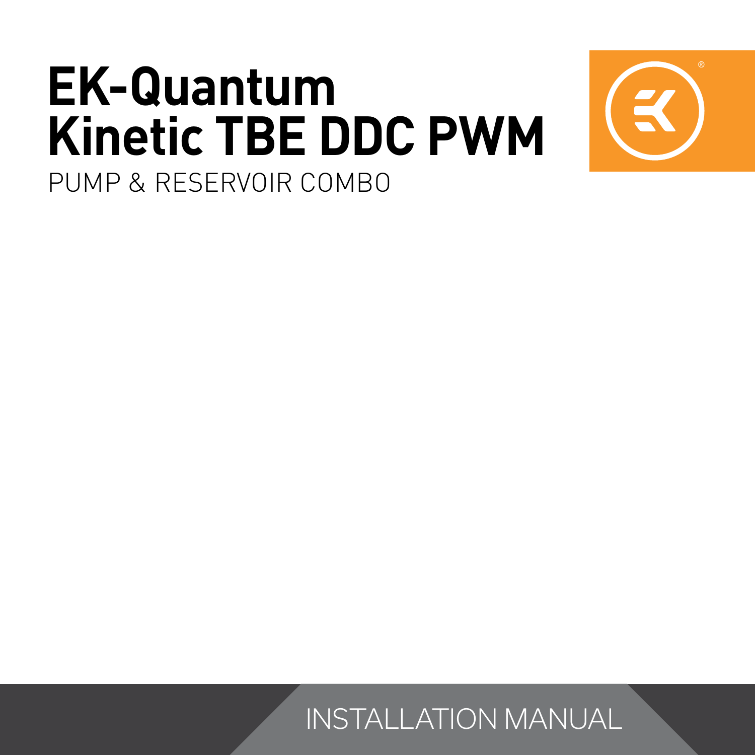# EK-Quantum Kinetic TBE DDC PWM

PUMP & RESERVOIR COMBO

INSTALLATION MANUAL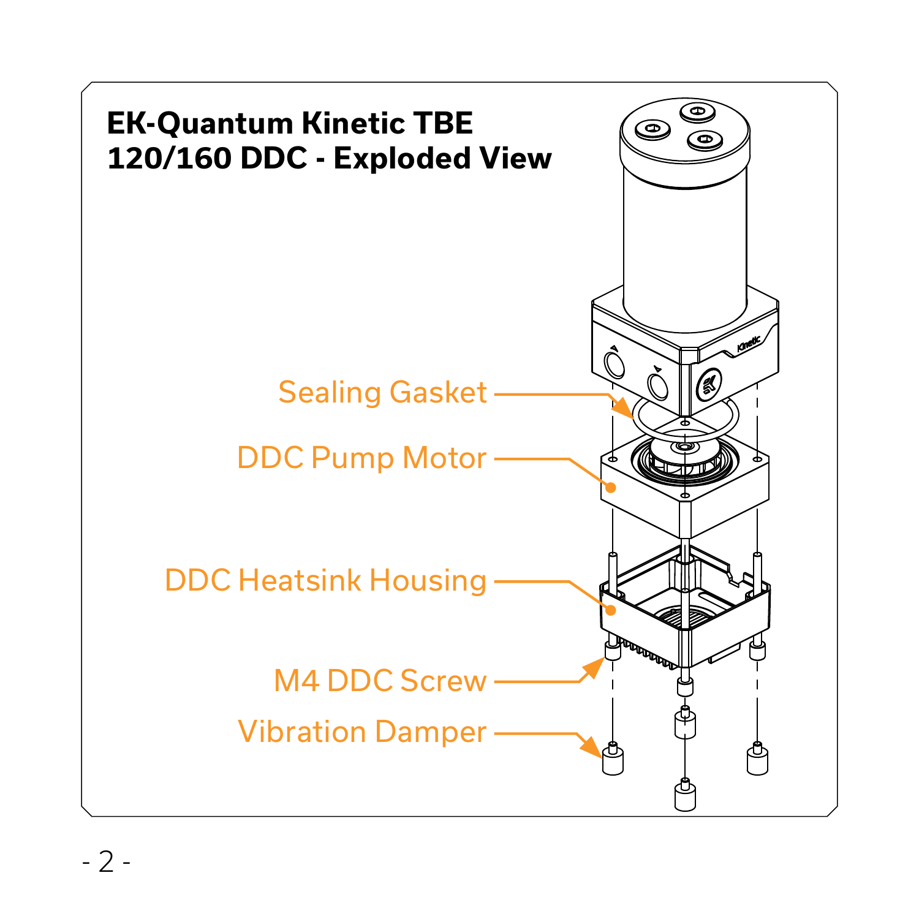# EK-Quantum Kinetic TBE 120/160 DDC - Exploded View

Sealing Gasket

DDC Pump Motor

DDC Heatsink Housing

M4 DDC Screw

Vibration Damper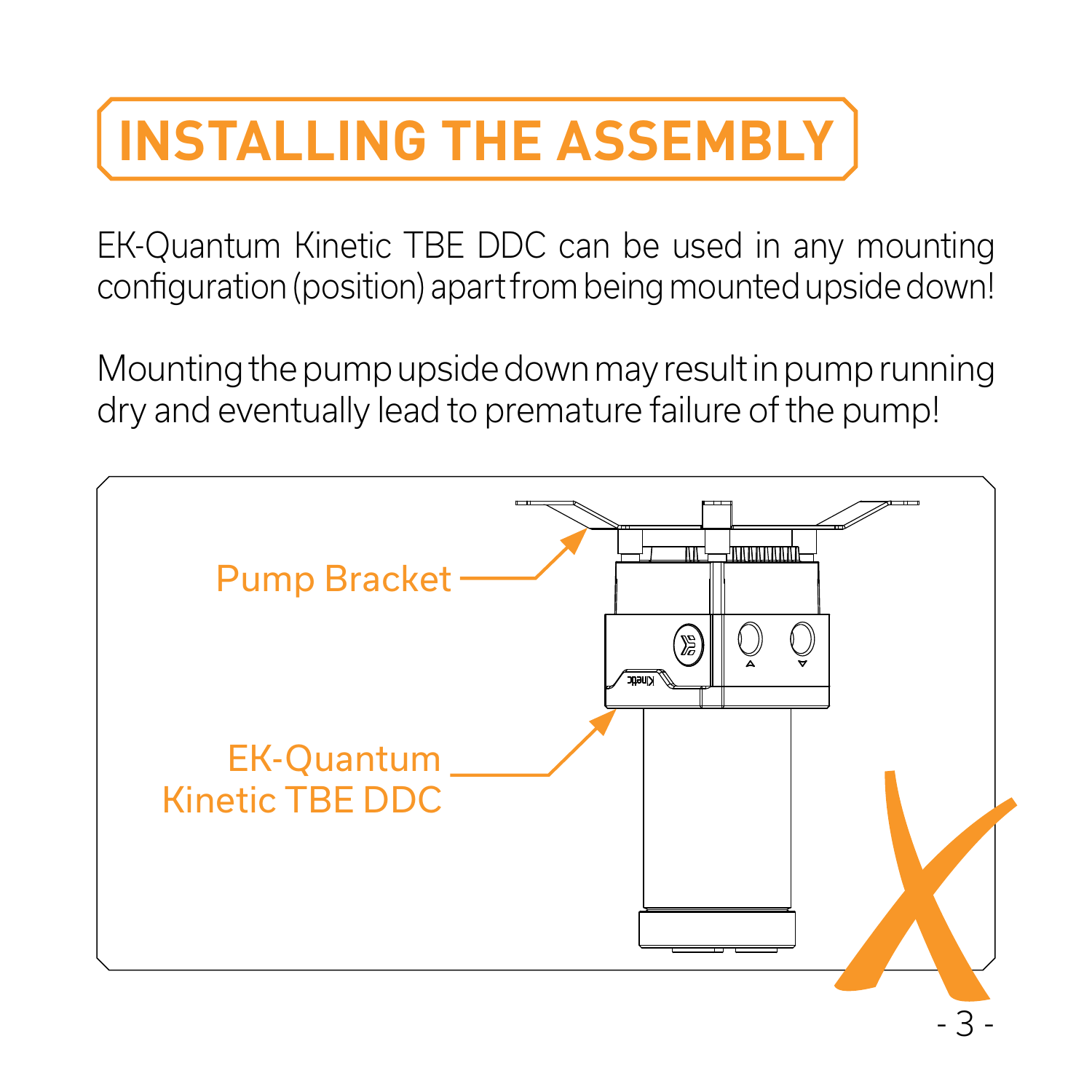# INSTALLING THE ASSEMBLY

EK-Quantum Kinetic TBE DDC can be used in any mounting configuration (position) apart from being mounted upside down!

Mounting the pump upside down may result in pump running dry and eventually lead to premature failure of the pump!

Pump Bracket

EK-Quantum Kinetic TBE DDC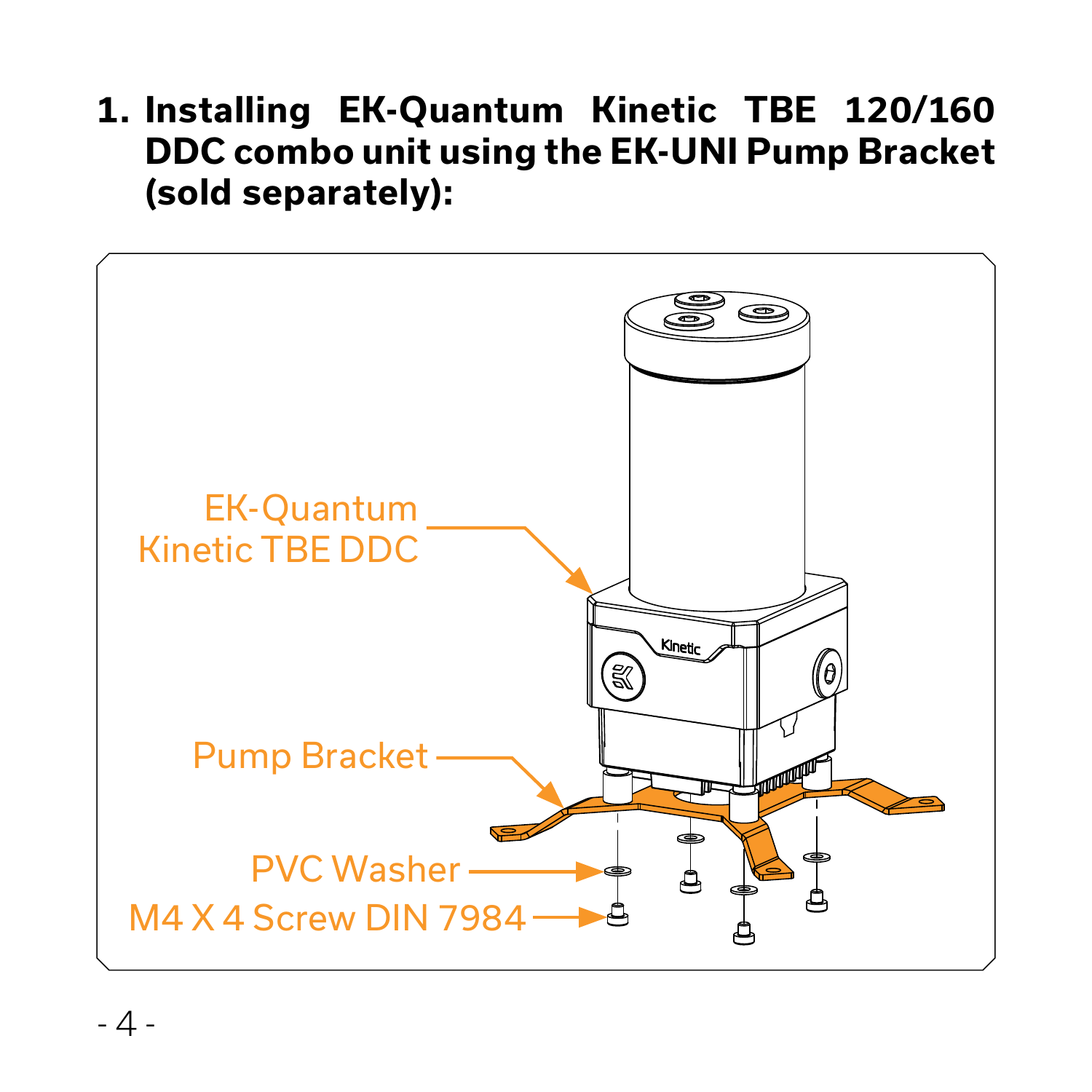1. **Installing EK-Quantum Kinetic TBE 120/160 DDC combo unit using the EK-UNI Pump Bracket (sold separately):**

EK-Quantum Kinetic TBE DDC

Pump Bracket

PVC Washer

M4 X 4 Screw DIN 7984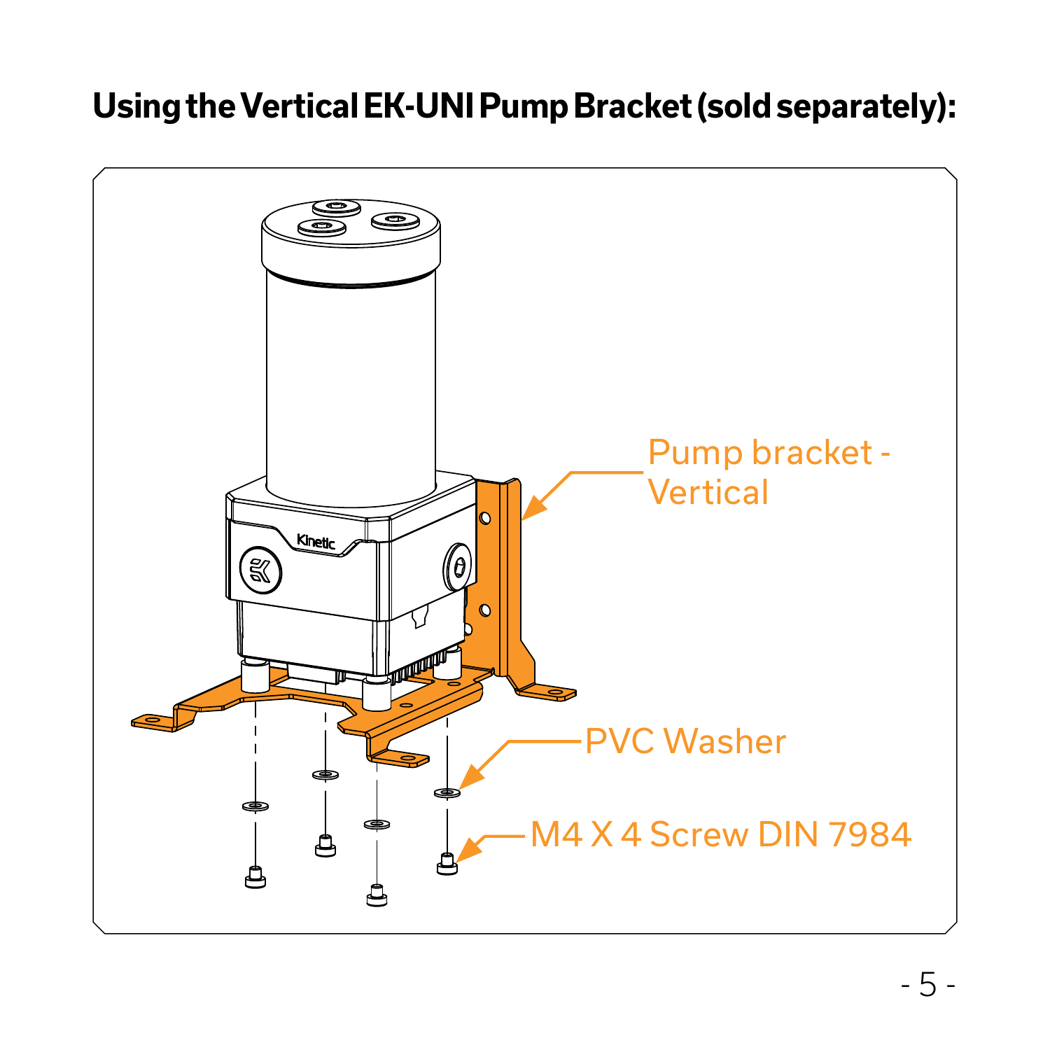## Using the Vertical EK-UNI Pump Bracket (sold separately):

Pump bracket - Vertical

PVC Washer

M4 X 4 Screw DIN 7984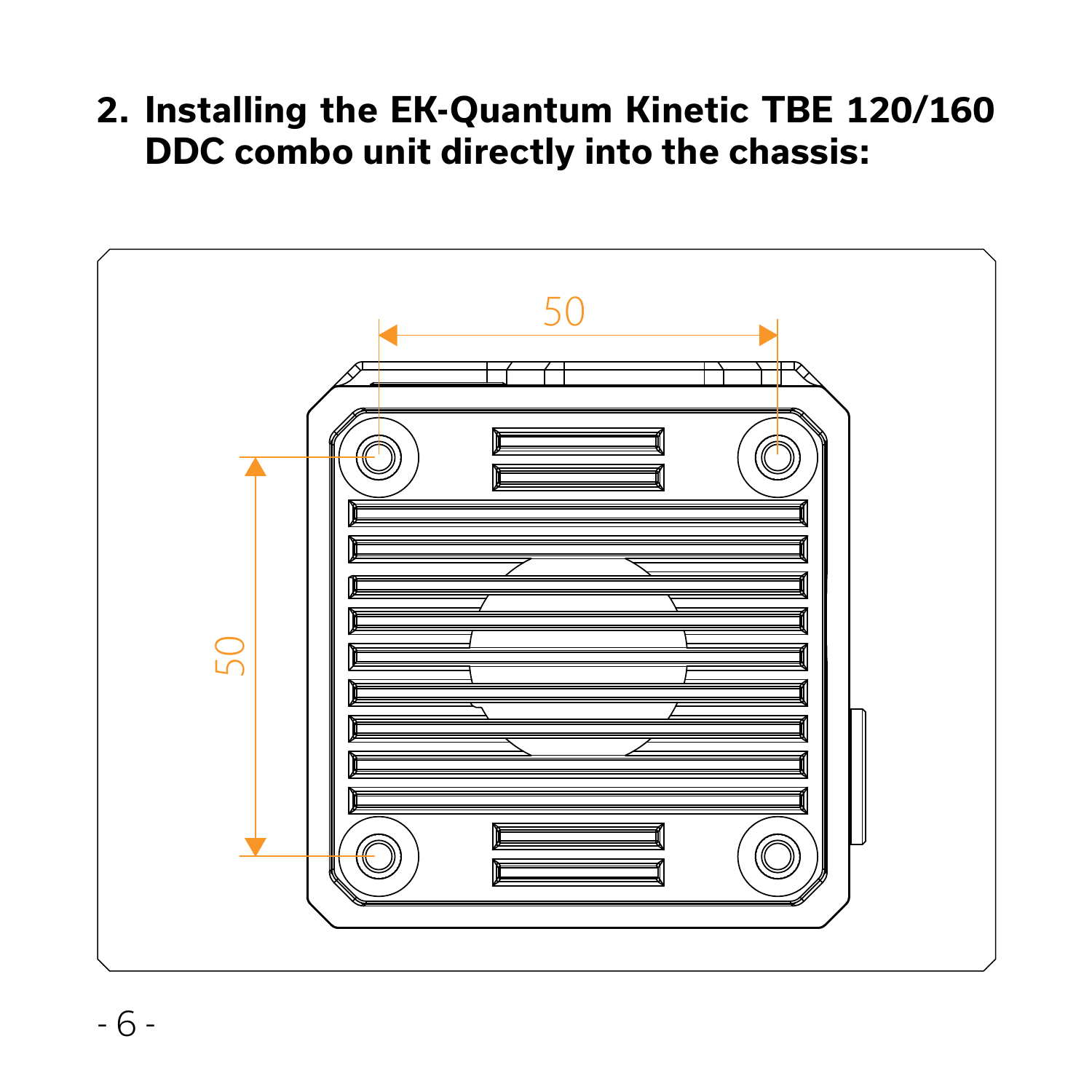## 2. Installing the EK-Quantum Kinetic TBE 120/160 DDC combo unit directly into the chassis:

50

50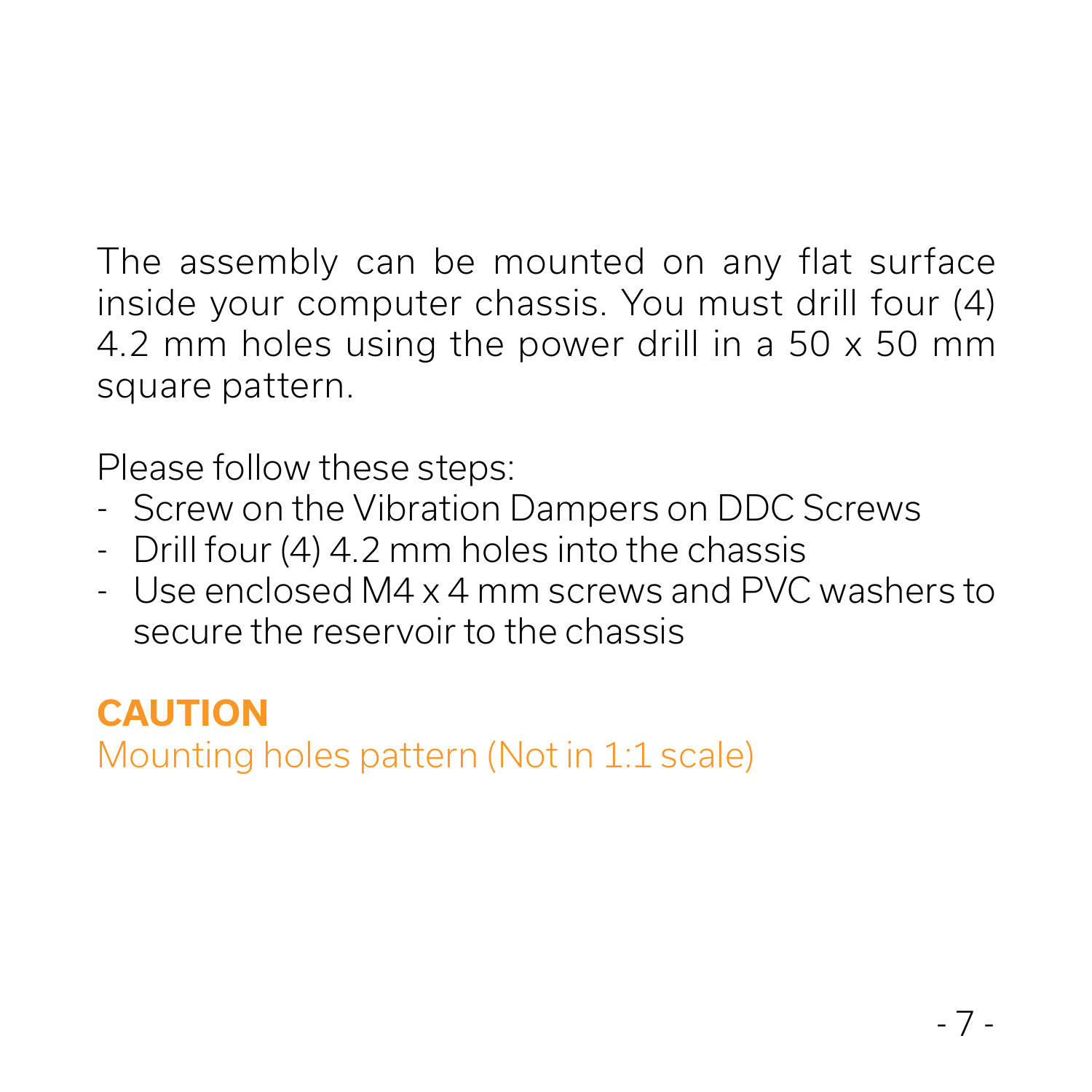The assembly can be mounted on any flat surface inside your computer chassis. You must drill four (4) 4.2 mm holes using the power drill in a 50 x 50 mm square pattern.

Please follow these steps:

- Screw on the Vibration Dampers on DDC Screws
- Drill four (4) 4.2 mm holes into the chassis
- Use enclosed M4 x 4 mm screws and PVC washers to secure the reservoir to the chassis

**CAUTION**

Mounting holes pattern (Not in 1:1 scale)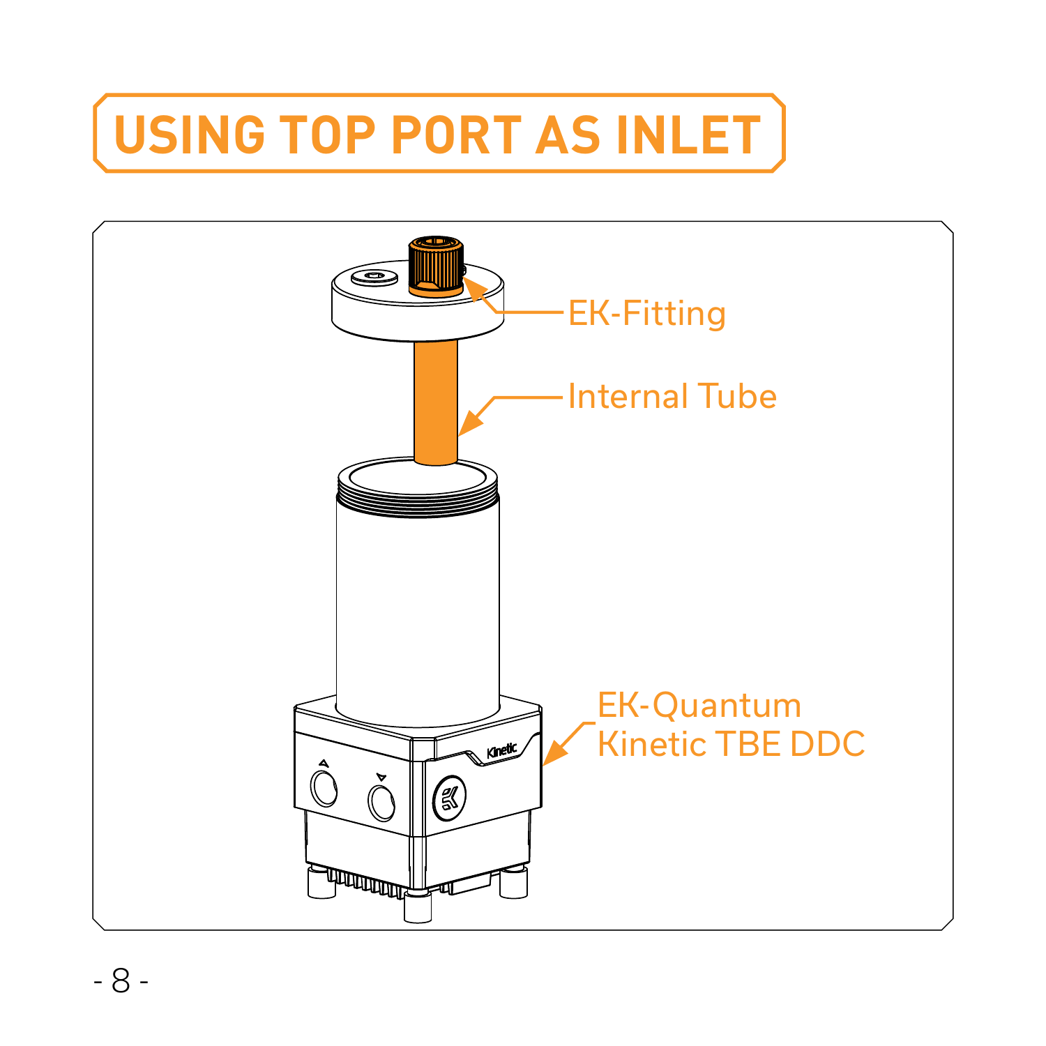# USING TOP PORT AS INLET

EK-Fitting

Internal Tube

EK-Quantum Kinetic TBE DDC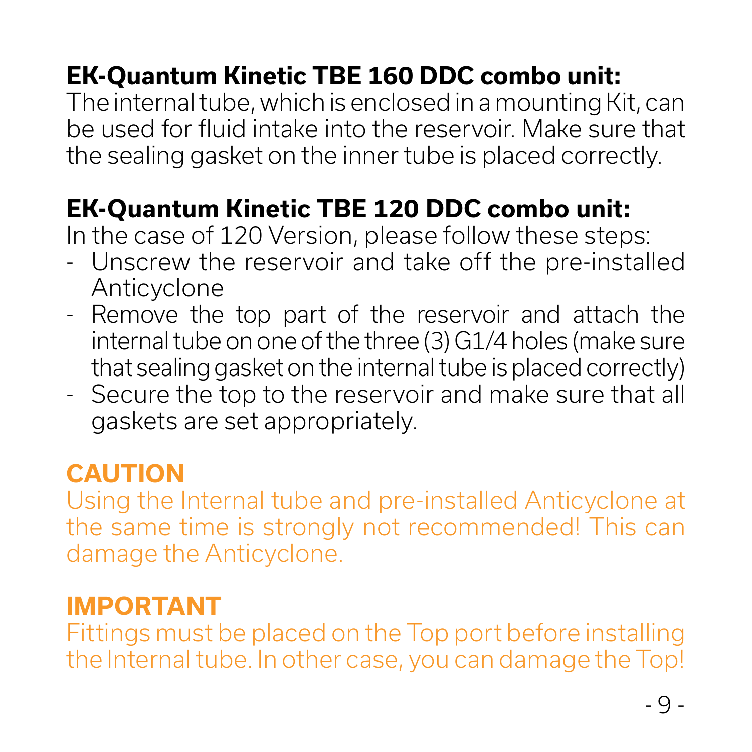**EK-Quantum Kinetic TBE 160 DDC combo unit:**
The internal tube, which is enclosed in a mounting Kit, can be used for fluid intake into the reservoir. Make sure that the sealing gasket on the inner tube is placed correctly.

**EK-Quantum Kinetic TBE 120 DDC combo unit:**
In the case of 120 Version, please follow these steps:

- Unscrew the reservoir and take off the pre-installed Anticyclone
- Remove the top part of the reservoir and attach the internal tube on one of the three (3) G1/4 holes (make sure that sealing gasket on the internal tube is placed correctly)
- Secure the top to the reservoir and make sure that all gaskets are set appropriately.

**CAUTION**
Using the Internal tube and pre-installed Anticyclone at the same time is strongly not recommended! This can damage the Anticyclone.

**IMPORTANT**
Fittings must be placed on the Top port before installing the Internal tube. In other case, you can damage the Top!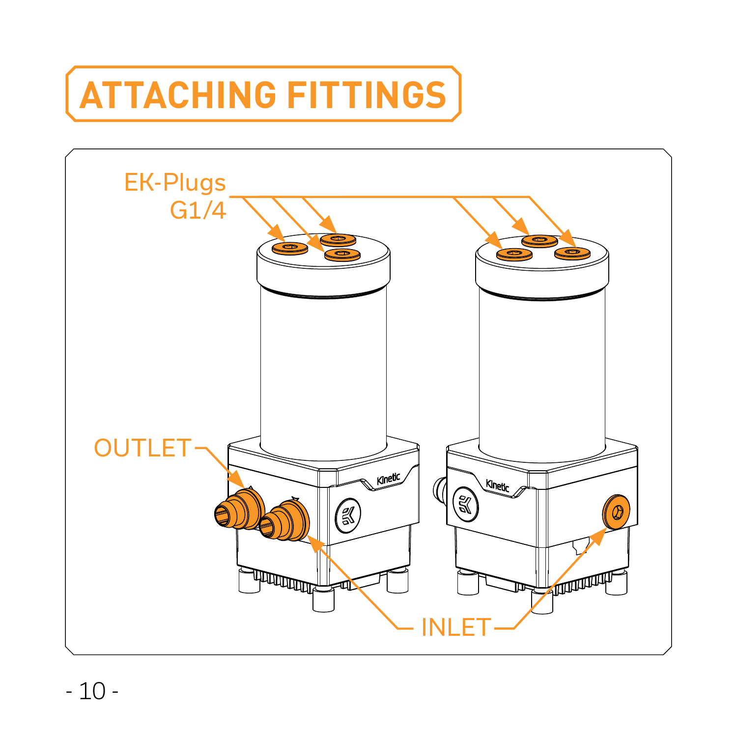# ATTACHING FITTINGS

EK-Plugs
G1/4

OUTLET

INLET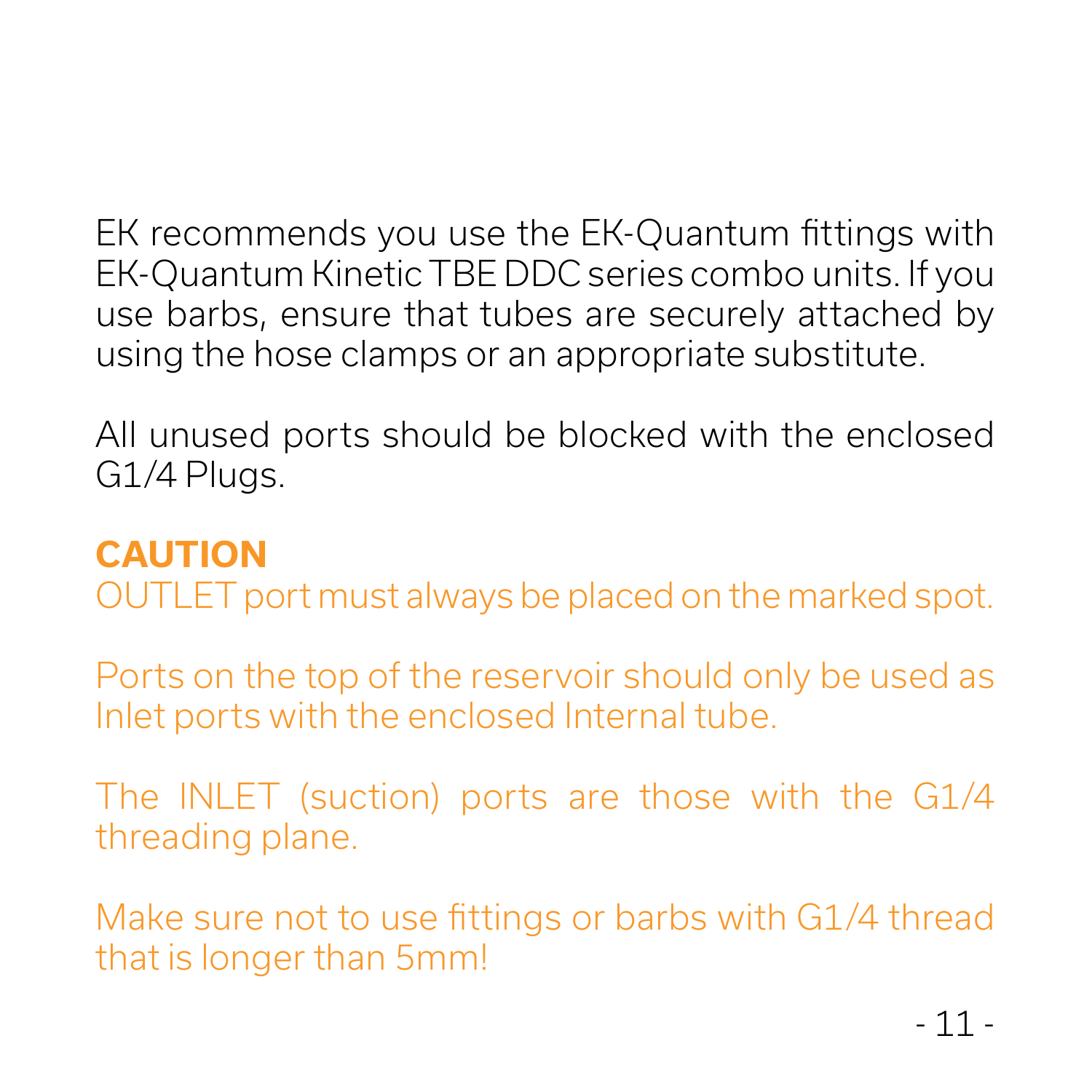EK recommends you use the EK-Quantum fittings with EK-Quantum Kinetic TBE DDC series combo units. If you use barbs, ensure that tubes are securely attached by using the hose clamps or an appropriate substitute.

All unused ports should be blocked with the enclosed G1/4 Plugs.

**CAUTION**

OUTLET port must always be placed on the marked spot.

Ports on the top of the reservoir should only be used as Inlet ports with the enclosed Internal tube.

The INLET (suction) ports are those with the G1/4 threading plane.

Make sure not to use fittings or barbs with G1/4 thread that is longer than 5mm!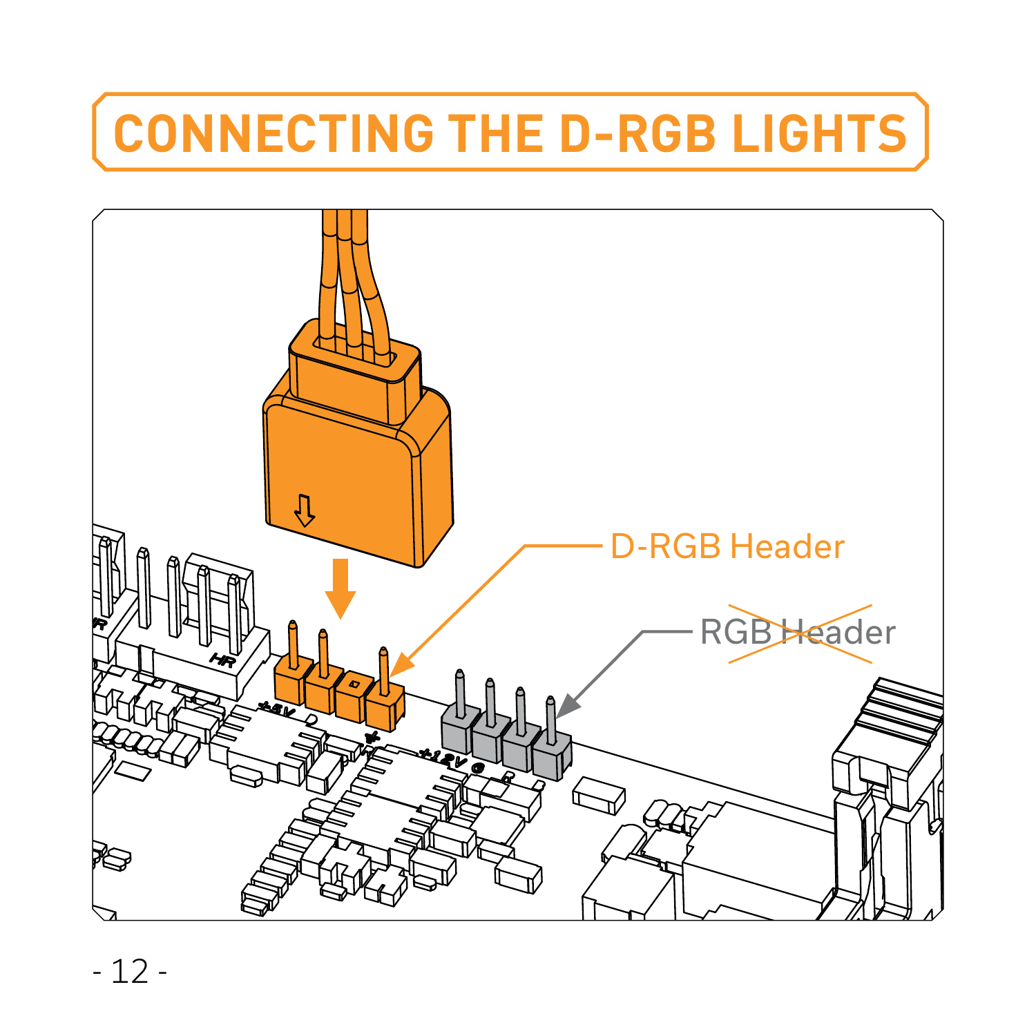# CONNECTING THE D-RGB LIGHTS

D-RGB Header

~~RGB Header~~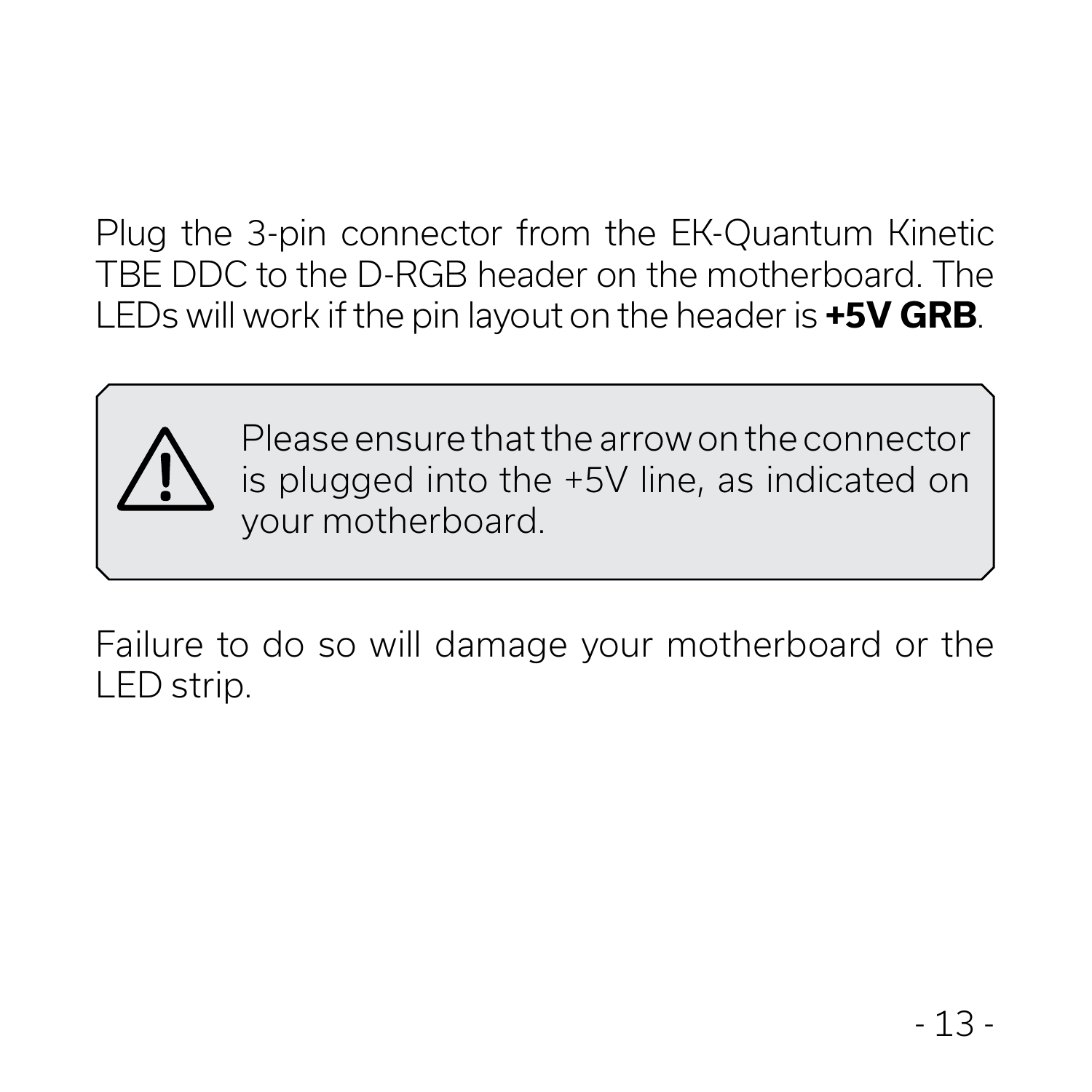Plug the 3-pin connector from the EK-Quantum Kinetic TBE DDC to the D-RGB header on the motherboard. The LEDs will work if the pin layout on the header is **+5V GRB**.

> ⚠ Please ensure that the arrow on the connector is plugged into the +5V line, as indicated on your motherboard.

Failure to do so will damage your motherboard or the LED strip.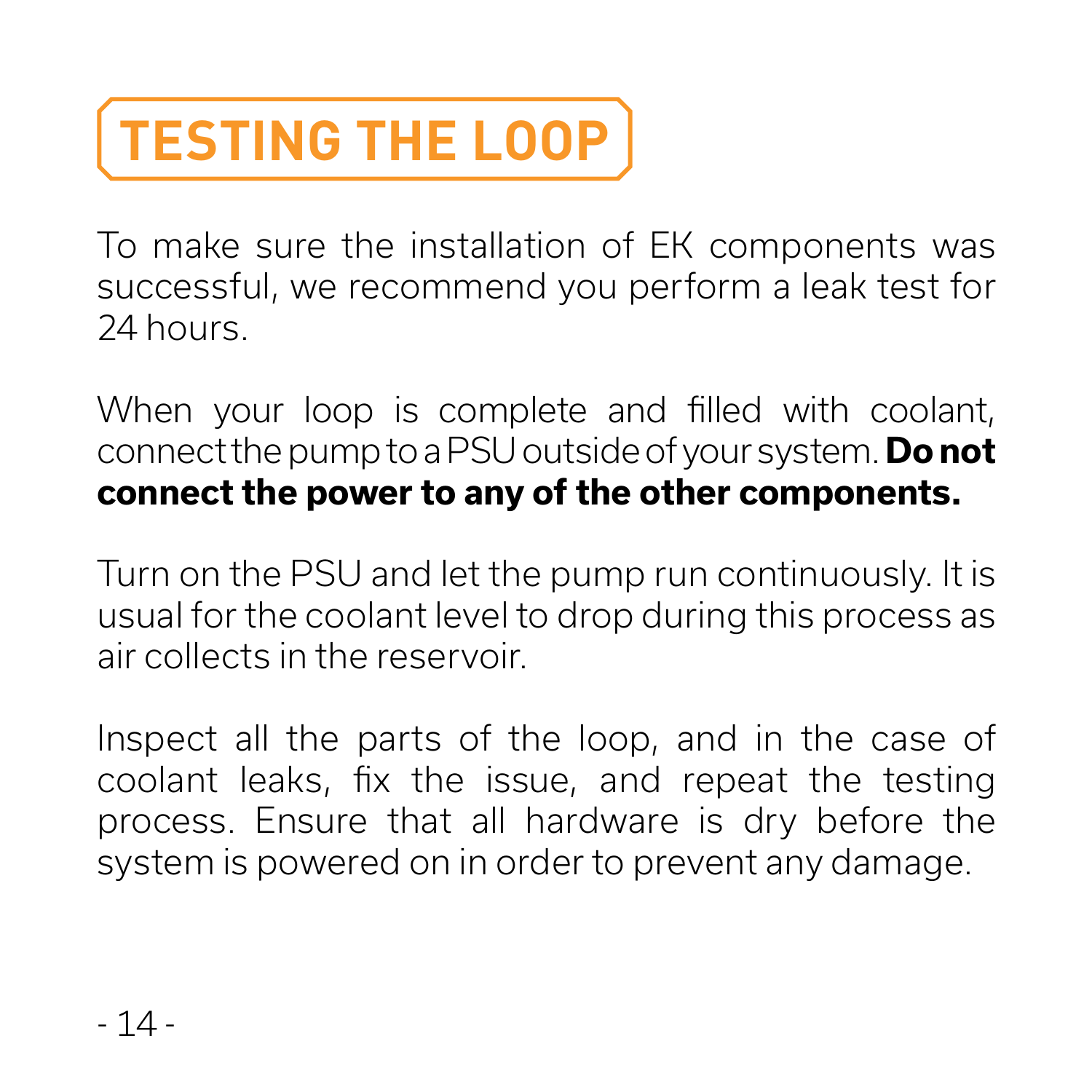# TESTING THE LOOP

To make sure the installation of EK components was successful, we recommend you perform a leak test for 24 hours.

When your loop is complete and filled with coolant, connect the pump to a PSU outside of your system. **Do not connect the power to any of the other components.**

Turn on the PSU and let the pump run continuously. It is usual for the coolant level to drop during this process as air collects in the reservoir.

Inspect all the parts of the loop, and in the case of coolant leaks, fix the issue, and repeat the testing process. Ensure that all hardware is dry before the system is powered on in order to prevent any damage.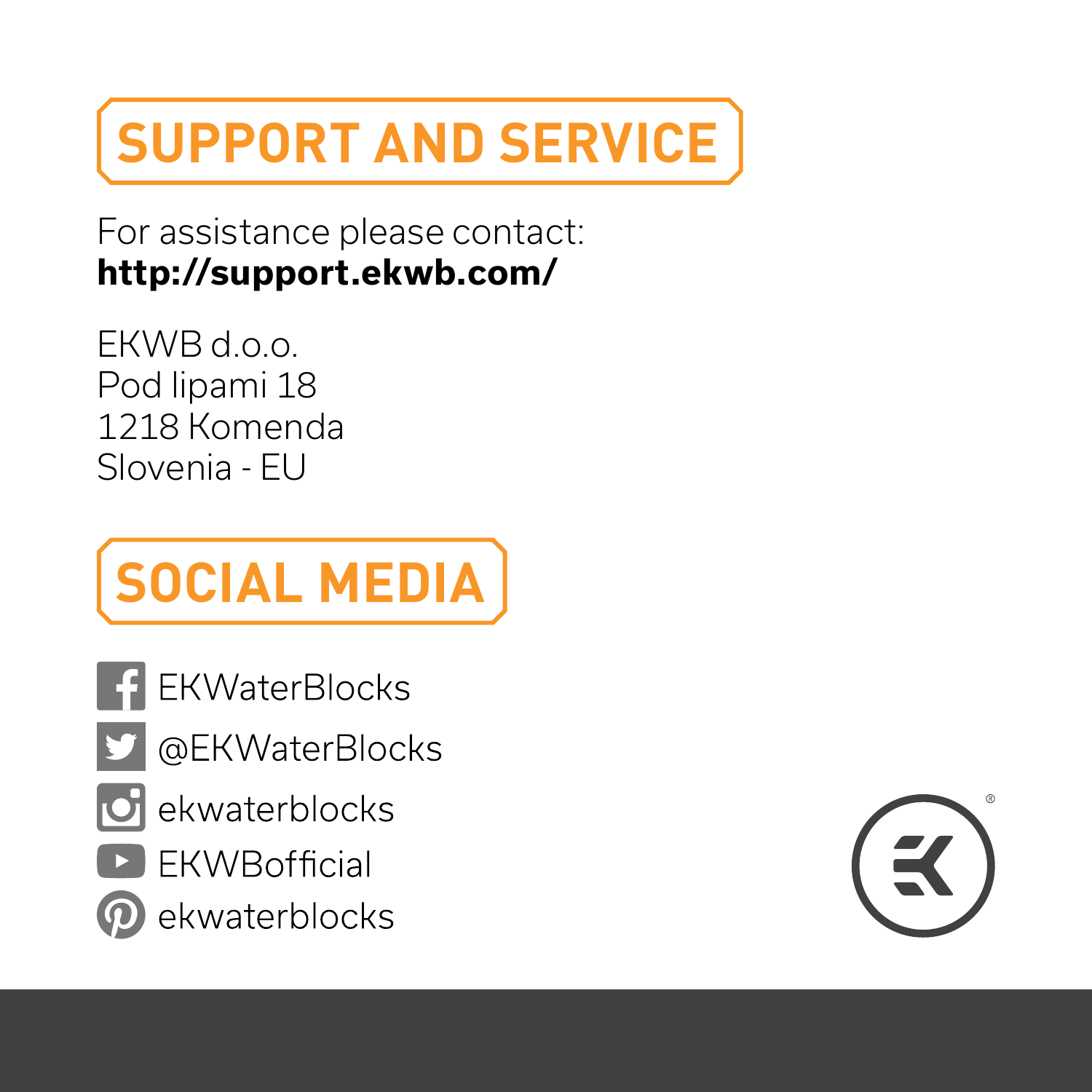## SUPPORT AND SERVICE

For assistance please contact:
**http://support.ekwb.com/**

EKWB d.o.o.
Pod lipami 18
1218 Komenda
Slovenia - EU

## SOCIAL MEDIA

EKWaterBlocks
@EKWaterBlocks
ekwaterblocks
EKWBofficial
ekwaterblocks